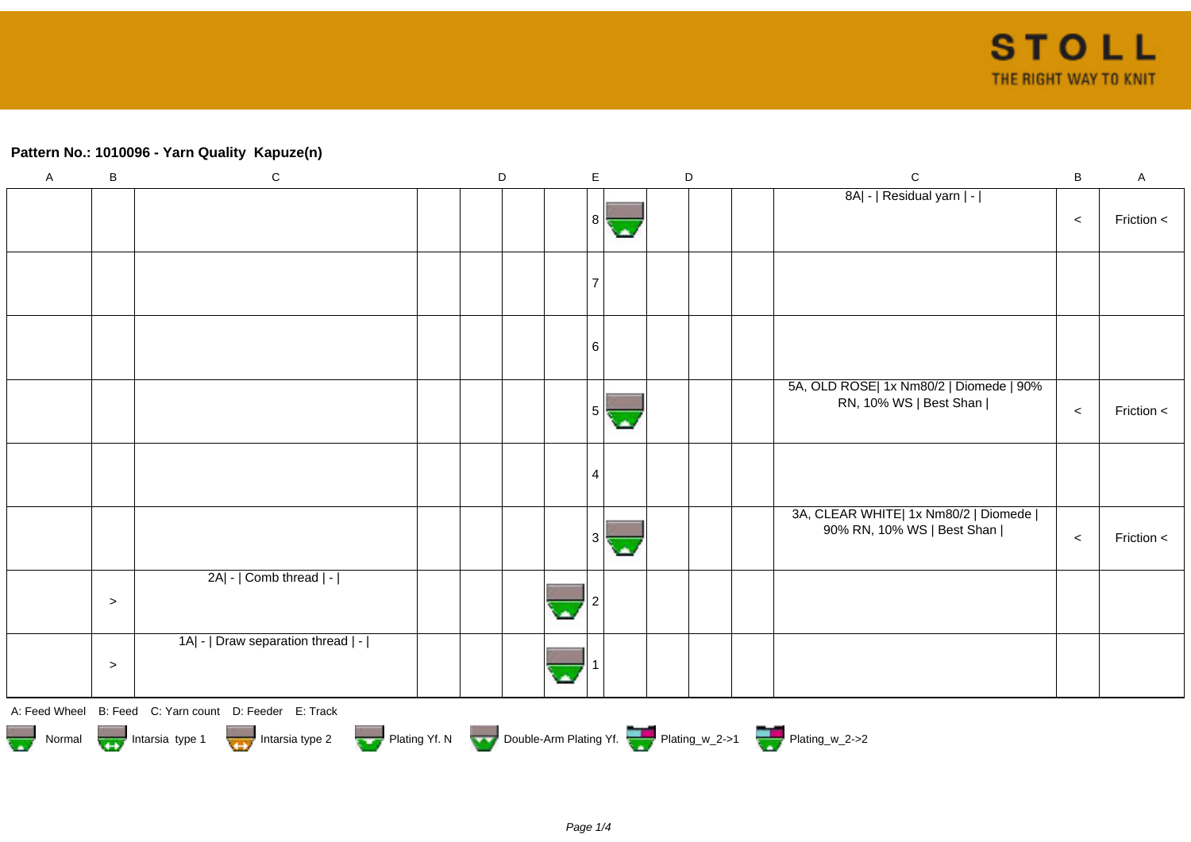**Pattern No.: 1010096 - Yarn Quality  Kapuze(n)**

| A | B | C | D | D | D | | E | | D | D | D | C | B | A |
|---|---|---|---|---|---|---|---|---|---|---|---|---|---|---|
| | | | | | | | 8 | | | | | 8A\| - \| Residual yarn \| - \| | < | Friction < |
| | | | | | | | 7 | | | | | | | |
| | | | | | | | 6 | | | | | | | |
| | | | | | | | 5 | | | | | 5A, OLD ROSE\| 1x Nm80/2 \| Diomede \| 90% RN, 10% WS \| Best Shan \| | < | Friction < |
| | | | | | | | 4 | | | | | | | |
| | | | | | | | 3 | | | | | 3A, CLEAR WHITE\| 1x Nm80/2 \| Diomede \| 90% RN, 10% WS \| Best Shan \| | < | Friction < |
| | > | 2A\| - \| Comb thread \| - \| | | | | | 2 | | | | | | | |
| | > | 1A\| - \| Draw separation thread \| - \| | | | | | 1 | | | | | | | |

A: Feed Wheel B: Feed C: Yarn count D: Feeder E: Track

Normal | Intarsia type 1 | Intarsia type 2 | Plating Yf. N | Double-Arm Plating Yf. | Plating_w_2->1 | Plating_w_2->2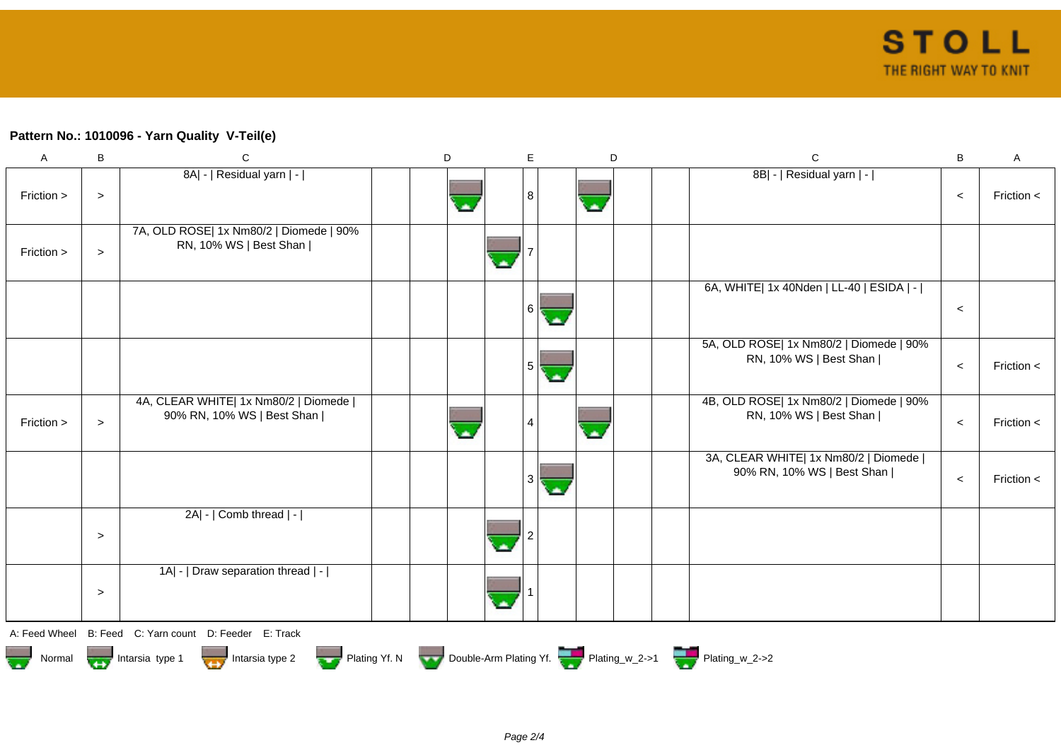**Pattern No.: 1010096 - Yarn Quality  V-Teil(e)**

| A | B | C | | | D | | E | | D | | C | B | A |
|---|---|---|---|---|---|---|---|---|---|---|---|---|---|
| Friction > | > | 8A\| - \| Residual yarn \| - \| | | | | | 8 | | | | 8B\| - \| Residual yarn \| - \| | < | Friction < |
| Friction > | > | 7A, OLD ROSE\| 1x Nm80/2 \| Diomede \| 90% RN, 10% WS \| Best Shan \| | | | | | 7 | | | | | | |
| | | | | | | | 6 | | | | 6A, WHITE\| 1x 40Nden \| LL-40 \| ESIDA \| - \| | < | |
| | | | | | | | 5 | | | | 5A, OLD ROSE\| 1x Nm80/2 \| Diomede \| 90% RN, 10% WS \| Best Shan \| | < | Friction < |
| Friction > | > | 4A, CLEAR WHITE\| 1x Nm80/2 \| Diomede \| 90% RN, 10% WS \| Best Shan \| | | | | | 4 | | | | 4B, OLD ROSE\| 1x Nm80/2 \| Diomede \| 90% RN, 10% WS \| Best Shan \| | < | Friction < |
| | | | | | | | 3 | | | | 3A, CLEAR WHITE\| 1x Nm80/2 \| Diomede \| 90% RN, 10% WS \| Best Shan \| | < | Friction < |
| | > | 2A\| - \| Comb thread \| - \| | | | | | 2 | | | | | | |
| | > | 1A\| - \| Draw separation thread \| - \| | | | | | 1 | | | | | | |

A: Feed Wheel  B: Feed  C: Yarn count  D: Feeder  E: Track

Normal  Intarsia type 1  Intarsia type 2  Plating Yf. N  Double-Arm Plating Yf.  Plating_w_2->1  Plating_w_2->2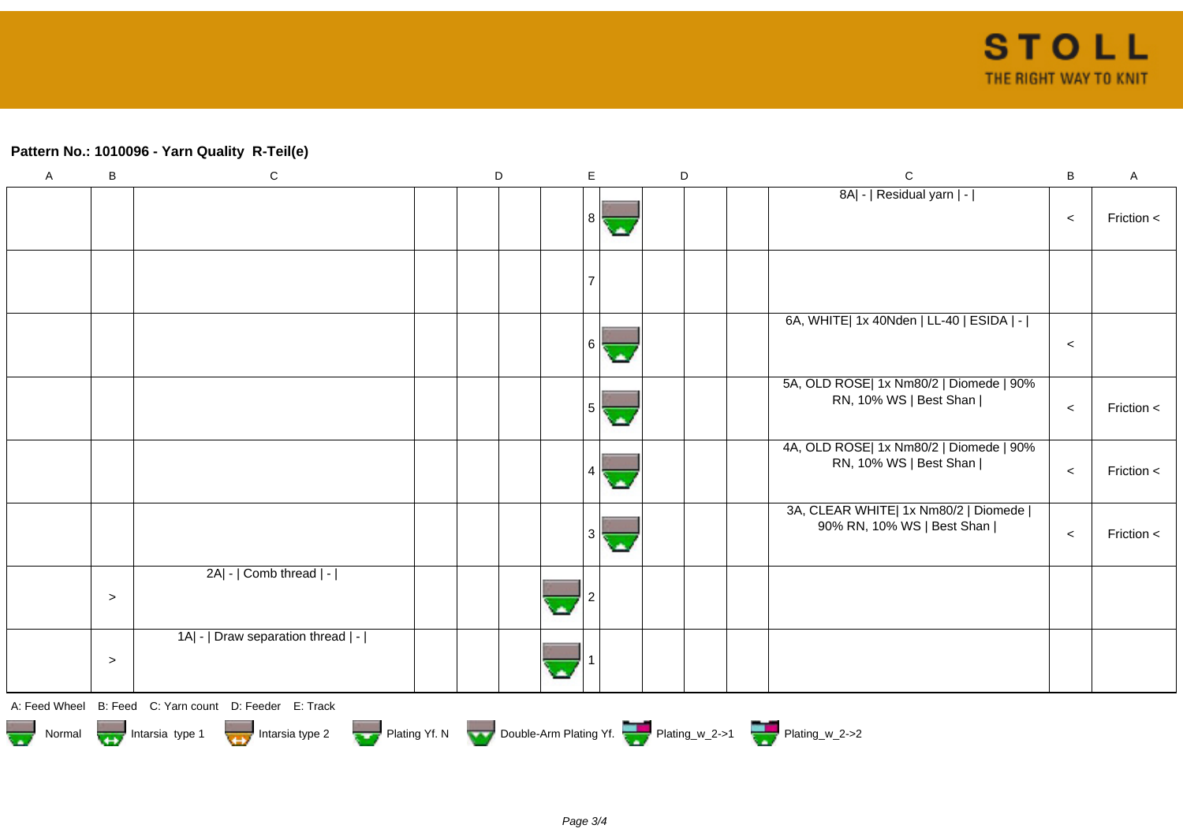## Pattern No.: 1010096 - Yarn Quality  R-Teil(e)

| A | B | C | D | D | D | D | E | D | D | D | C | B | A |
|---|---|---|---|---|---|---|---|---|---|---|---|---|---|
| | | | | | | | 8 | | | | 8A\| - \| Residual yarn \| - \| | < | Friction < |
| | | | | | | | 7 | | | | | | |
| | | | | | | | 6 | | | | 6A, WHITE\| 1x 40Nden \| LL-40 \| ESIDA \| - \| | < | |
| | | | | | | | 5 | | | | 5A, OLD ROSE\| 1x Nm80/2 \| Diomede \| 90% RN, 10% WS \| Best Shan \| | < | Friction < |
| | | | | | | | 4 | | | | 4A, OLD ROSE\| 1x Nm80/2 \| Diomede \| 90% RN, 10% WS \| Best Shan \| | < | Friction < |
| | | | | | | | 3 | | | | 3A, CLEAR WHITE\| 1x Nm80/2 \| Diomede \| 90% RN, 10% WS \| Best Shan \| | < | Friction < |
| | > | 2A\| - \| Comb thread \| - \| | | | | | 2 | | | | | | |
| | > | 1A\| - \| Draw separation thread \| - \| | | | | | 1 | | | | | | |

A: Feed Wheel  B: Feed  C: Yarn count  D: Feeder  E: Track

Normal  Intarsia type 1  Intarsia type 2  Plating Yf. N  Double-Arm Plating Yf.  Plating_w_2->1  Plating_w_2->2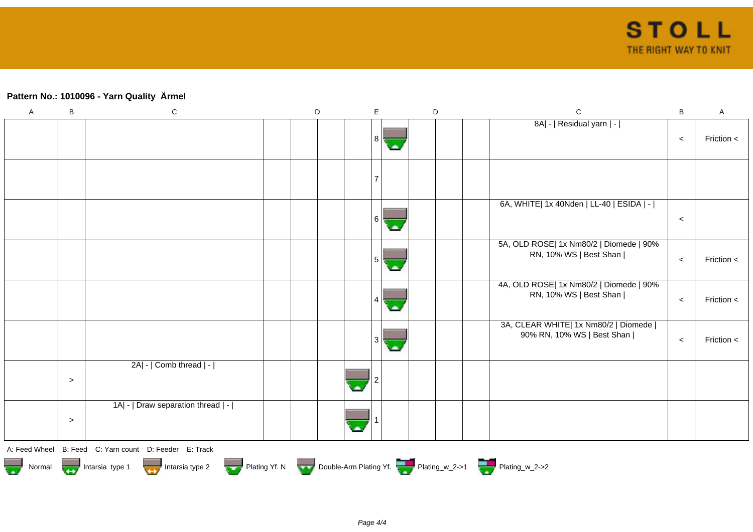**Pattern No.: 1010096 - Yarn Quality  Ärmel**

| A | B | C | D | D | D | E | E | D | D | D | C | B | A |
|---|---|---|---|---|---|---|---|---|---|---|---|---|---|
| | | | | | | | 8 | | | | 8A\| - \| Residual yarn \| - \| | < | Friction < |
| | | | | | | | 7 | | | | | | |
| | | | | | | | 6 | | | | 6A, WHITE\| 1x 40Nden \| LL-40 \| ESIDA \| - \| | < | |
| | | | | | | | 5 | | | | 5A, OLD ROSE\| 1x Nm80/2 \| Diomede \| 90% RN, 10% WS \| Best Shan \| | < | Friction < |
| | | | | | | | 4 | | | | 4A, OLD ROSE\| 1x Nm80/2 \| Diomede \| 90% RN, 10% WS \| Best Shan \| | < | Friction < |
| | | | | | | | 3 | | | | 3A, CLEAR WHITE\| 1x Nm80/2 \| Diomede \| 90% RN, 10% WS \| Best Shan \| | < | Friction < |
| | > | 2A\| - \| Comb thread \| - \| | | | | 2 | | | | | | | |
| | > | 1A\| - \| Draw separation thread \| - \| | | | | 1 | | | | | | | |

A: Feed Wheel B: Feed C: Yarn count D: Feeder E: Track

Normal   Intarsia type 1   Intarsia type 2   Plating Yf. N   Double-Arm Plating Yf.   Plating_w_2->1   Plating_w_2->2